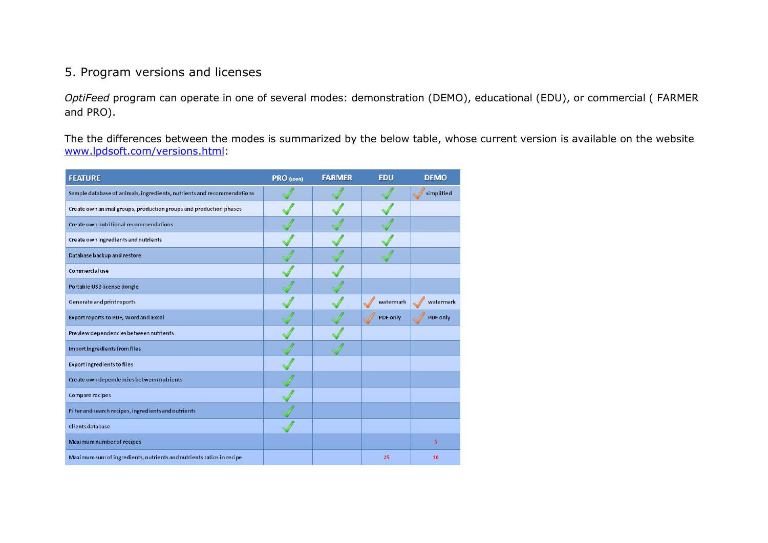## 5. Program versions and licenses

*OptiFeed* program can operate in one of several modes: demonstration (DEMO), educational (EDU), or commercial ( FARMER and PRO).

The the differences between the modes is summarized by the below table, whose current version is available on the website [www.lpdsoft.com/versions.html](www.lpdsoft.com/versions.html):

| FEATURE | PRO (soon) | FARMER | EDU | DEMO |
|---|---|---|---|---|
| Sample database of animals, ingredients, nutrients and recommendations | ✓ | ✓ | ✓ | ✓ simplified |
| Create own animal groups, production groups and production phases | ✓ | ✓ | ✓ | |
| Create own nutritional recommendations | ✓ | ✓ | ✓ | |
| Create own ingredients and nutrients | ✓ | ✓ | ✓ | |
| Database backup and restore | ✓ | ✓ | ✓ | |
| Commercial use | ✓ | ✓ | | |
| Portable USB license dongle | ✓ | ✓ | | |
| Generate and print reports | ✓ | ✓ | ✓ watermark | ✓ watermark |
| Export reports to PDF, Word and Excel | ✓ | ✓ | ✓ PDF only | ✓ PDF only |
| Preview dependencies between nutrients | ✓ | ✓ | | |
| Import ingredients from files | ✓ | ✓ | | |
| Export ingredients to files | ✓ | | | |
| Create own dependencies between nutrients | ✓ | | | |
| Compare recipes | ✓ | | | |
| Filter and search recipes, ingredients and nutrients | ✓ | | | |
| Clients database | ✓ | | | |
| Maximum number of recipes | | | | 5 |
| Maximum sum of ingredients, nutrients and nutrients ratios in recipe | | | 25 | 10 |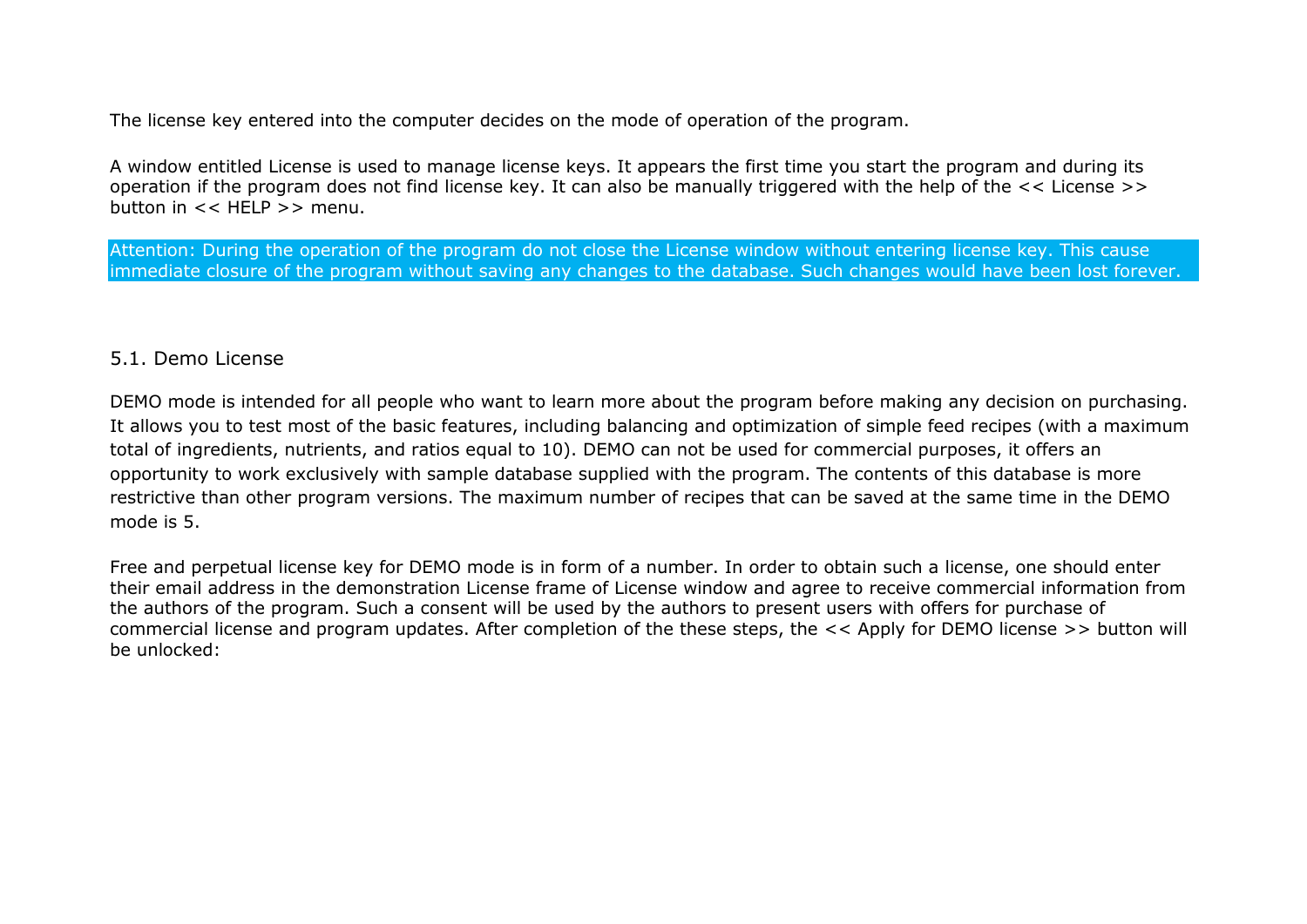The license key entered into the computer decides on the mode of operation of the program.

A window entitled License is used to manage license keys. It appears the first time you start the program and during its operation if the program does not find license key. It can also be manually triggered with the help of the << License >> button in << HELP >> menu.

Attention: During the operation of the program do not close the License window without entering license key. This cause immediate closure of the program without saving any changes to the database. Such changes would have been lost forever.

## 5.1. Demo License

DEMO mode is intended for all people who want to learn more about the program before making any decision on purchasing. It allows you to test most of the basic features, including balancing and optimization of simple feed recipes (with a maximum total of ingredients, nutrients, and ratios equal to 10). DEMO can not be used for commercial purposes, it offers an opportunity to work exclusively with sample database supplied with the program. The contents of this database is more restrictive than other program versions. The maximum number of recipes that can be saved at the same time in the DEMO mode is 5.

Free and perpetual license key for DEMO mode is in form of a number. In order to obtain such a license, one should enter their email address in the demonstration License frame of License window and agree to receive commercial information from the authors of the program. Such a consent will be used by the authors to present users with offers for purchase of commercial license and program updates. After completion of the these steps, the << Apply for DEMO license >> button will be unlocked: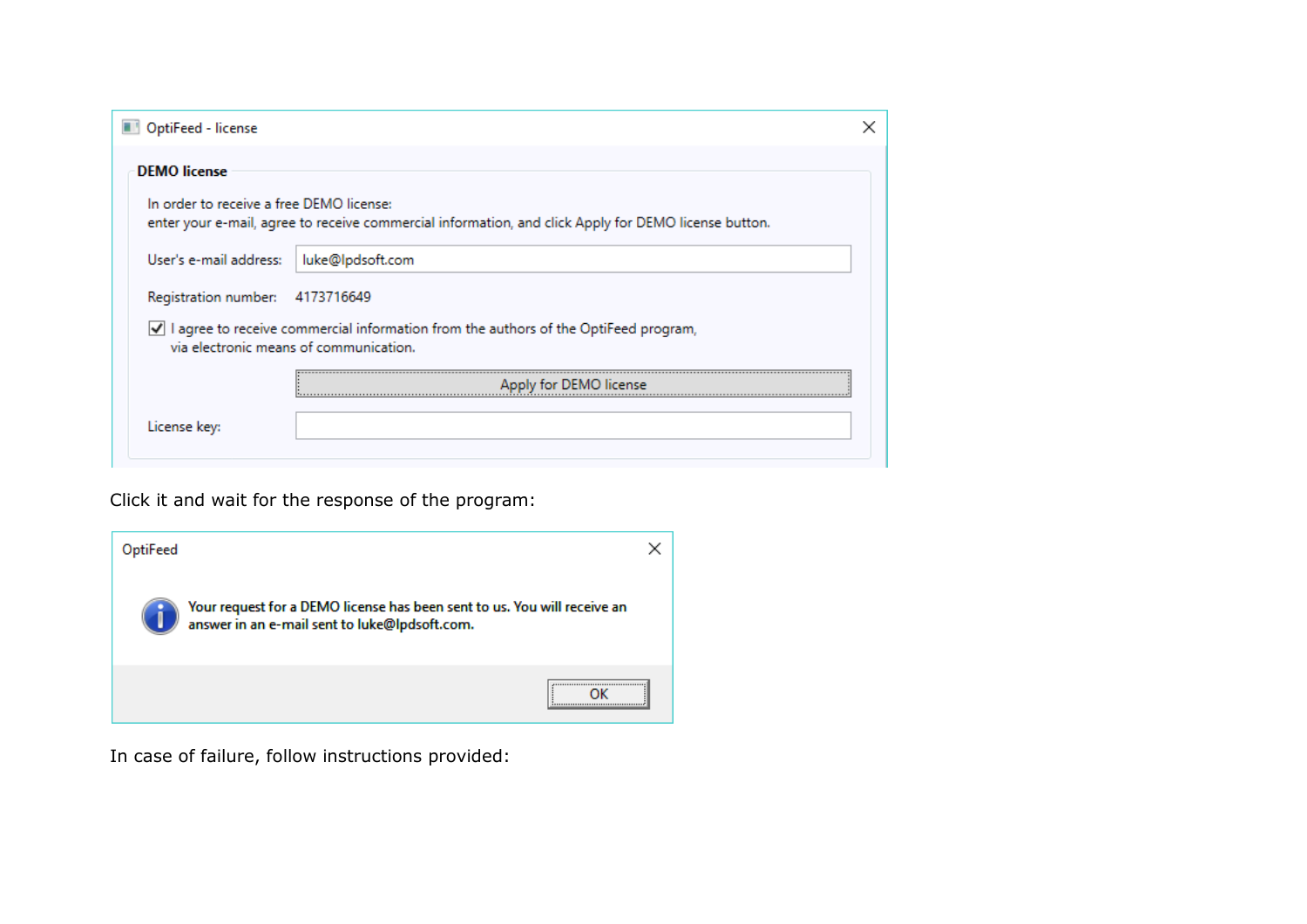OptiFeed - license

**DEMO license**

In order to receive a free DEMO license:
enter your e-mail, agree to receive commercial information, and click Apply for DEMO license button.

User's e-mail address: luke@lpdsoft.com

Registration number: 4173716649

☑ I agree to receive commercial information from the authors of the OptiFeed program, via electronic means of communication.

Apply for DEMO license

License key:

Click it and wait for the response of the program:

OptiFeed

Your request for a DEMO license has been sent to us. You will receive an answer in an e-mail sent to luke@lpdsoft.com.

OK

In case of failure, follow instructions provided: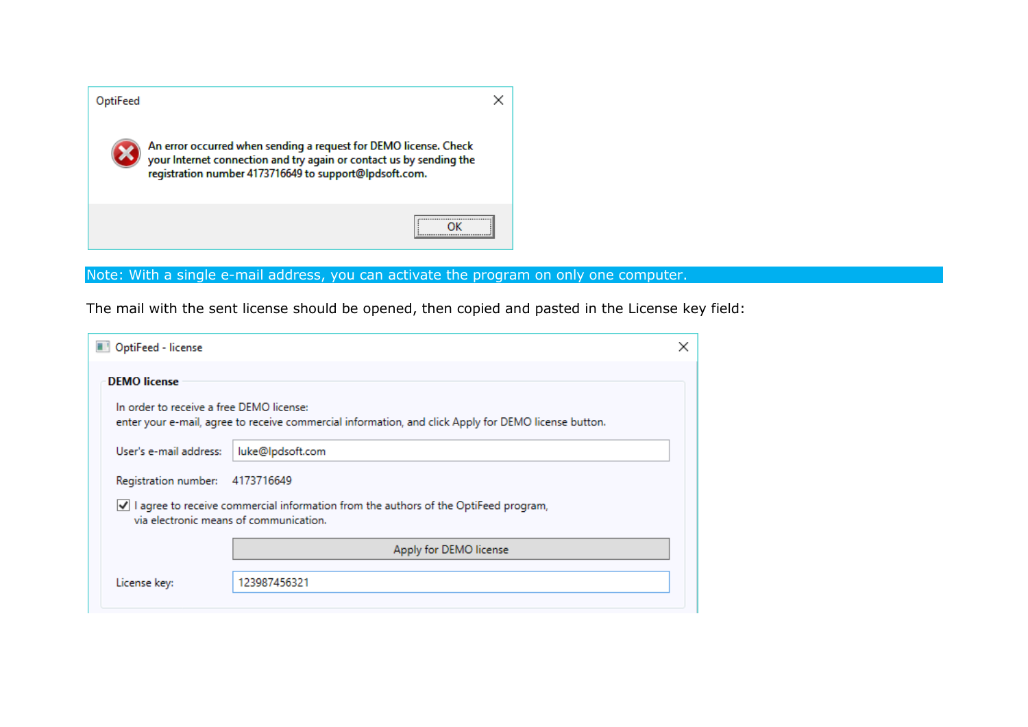OptiFeed

An error occurred when sending a request for DEMO license. Check your Internet connection and try again or contact us by sending the registration number 4173716649 to support@lpdsoft.com.

OK

Note: With a single e-mail address, you can activate the program on only one computer.

The mail with the sent license should be opened, then copied and pasted in the License key field:

OptiFeed - license

**DEMO license**

In order to receive a free DEMO license:
enter your e-mail, agree to receive commercial information, and click Apply for DEMO license button.

User's e-mail address: luke@lpdsoft.com

Registration number: 4173716649

☑ I agree to receive commercial information from the authors of the OptiFeed program, via electronic means of communication.

Apply for DEMO license

License key: 123987456321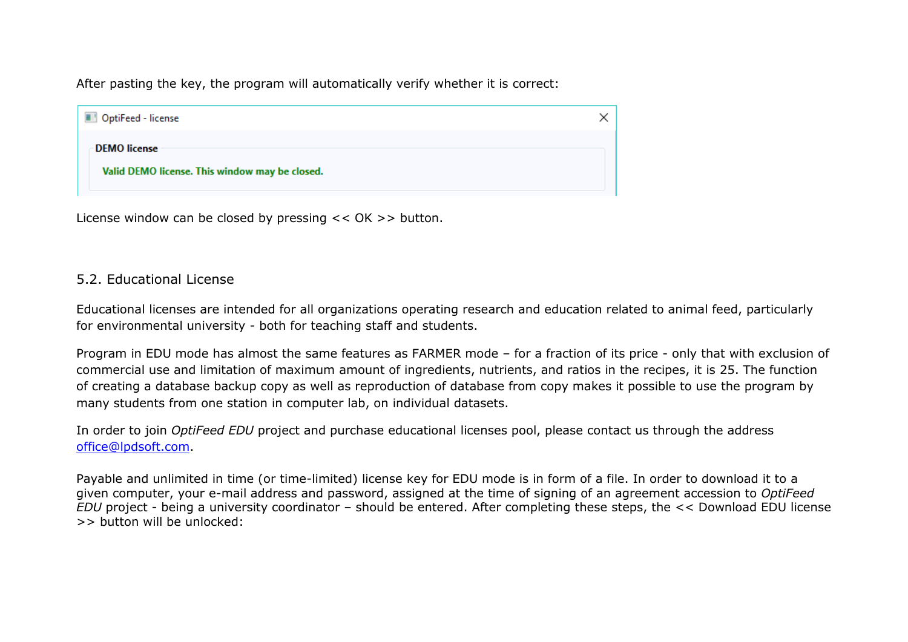After pasting the key, the program will automatically verify whether it is correct:

OptiFeed - license

**DEMO license**

**Valid DEMO license. This window may be closed.**

License window can be closed by pressing << OK >> button.

## 5.2. Educational License

Educational licenses are intended for all organizations operating research and education related to animal feed, particularly for environmental university - both for teaching staff and students.

Program in EDU mode has almost the same features as FARMER mode – for a fraction of its price - only that with exclusion of commercial use and limitation of maximum amount of ingredients, nutrients, and ratios in the recipes, it is 25. The function of creating a database backup copy as well as reproduction of database from copy makes it possible to use the program by many students from one station in computer lab, on individual datasets.

In order to join *OptiFeed EDU* project and purchase educational licenses pool, please contact us through the address office@lpdsoft.com.

Payable and unlimited in time (or time-limited) license key for EDU mode is in form of a file. In order to download it to a given computer, your e-mail address and password, assigned at the time of signing of an agreement accession to *OptiFeed EDU* project - being a university coordinator – should be entered. After completing these steps, the << Download EDU license >> button will be unlocked: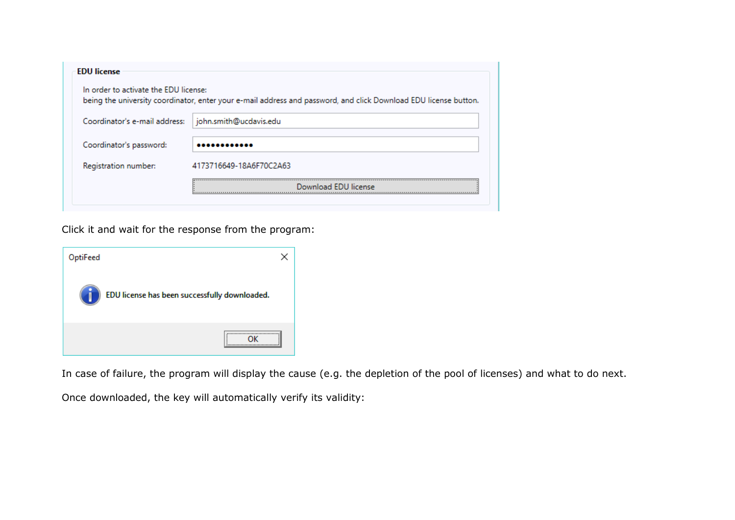**EDU license**

In order to activate the EDU license:
being the university coordinator, enter your e-mail address and password, and click Download EDU license button.

Coordinator's e-mail address: john.smith@ucdavis.edu

Coordinator's password: ●●●●●●●●●●●●

Registration number: 4173716649-18A6F70C2A63

Download EDU license

Click it and wait for the response from the program:

OptiFeed

EDU license has been successfully downloaded.

OK

In case of failure, the program will display the cause (e.g. the depletion of the pool of licenses) and what to do next.

Once downloaded, the key will automatically verify its validity: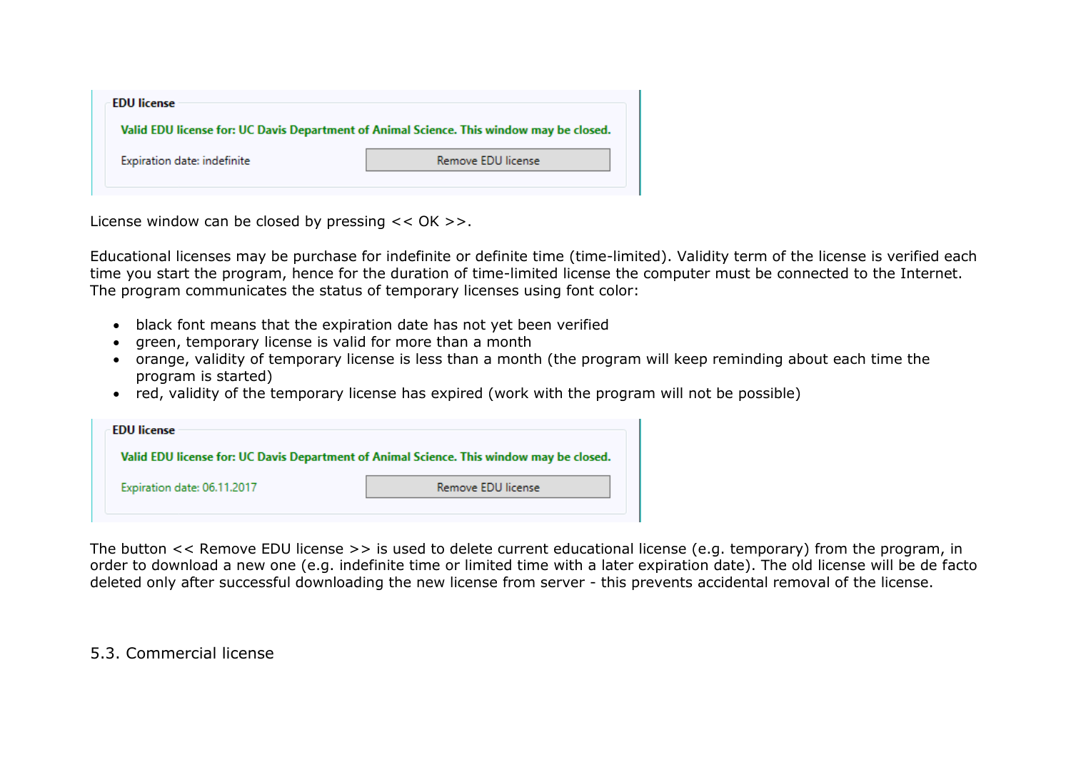**EDU license**

Valid EDU license for: UC Davis Department of Animal Science. This window may be closed.

Expiration date: indefinite    Remove EDU license

License window can be closed by pressing << OK >>.

Educational licenses may be purchase for indefinite or definite time (time-limited). Validity term of the license is verified each time you start the program, hence for the duration of time-limited license the computer must be connected to the Internet. The program communicates the status of temporary licenses using font color:

- black font means that the expiration date has not yet been verified
- green, temporary license is valid for more than a month
- orange, validity of temporary license is less than a month (the program will keep reminding about each time the program is started)
- red, validity of the temporary license has expired (work with the program will not be possible)

**EDU license**

Valid EDU license for: UC Davis Department of Animal Science. This window may be closed.

Expiration date: 06.11.2017    Remove EDU license

The button << Remove EDU license >> is used to delete current educational license (e.g. temporary) from the program, in order to download a new one (e.g. indefinite time or limited time with a later expiration date). The old license will be de facto deleted only after successful downloading the new license from server - this prevents accidental removal of the license.

## 5.3. Commercial license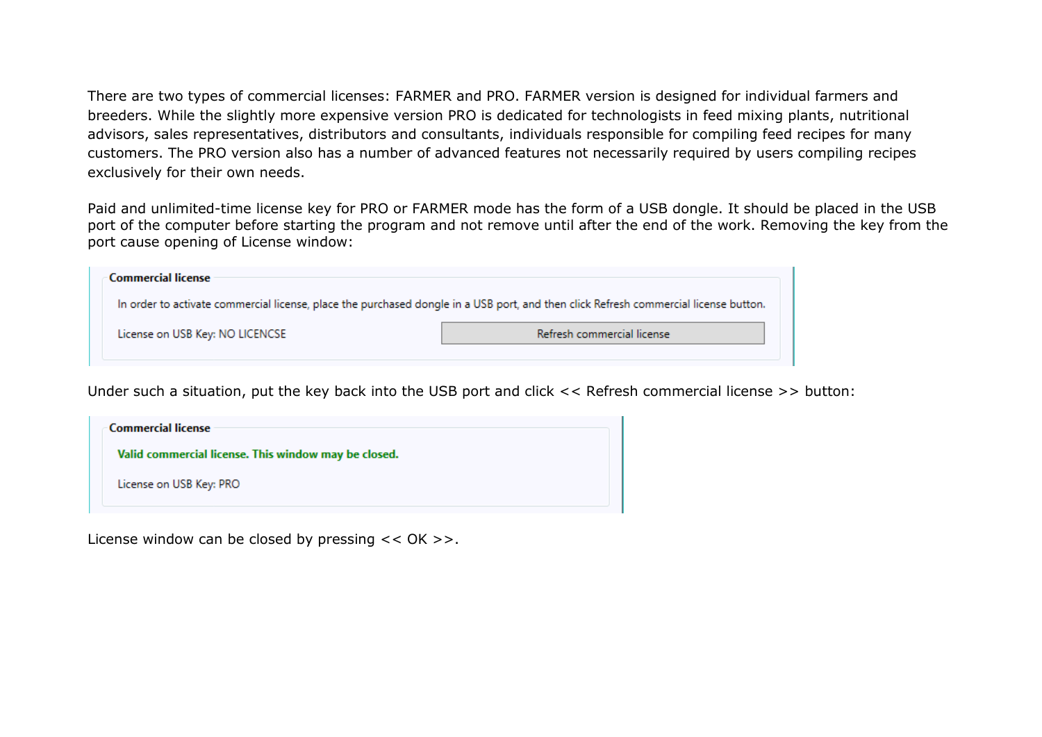There are two types of commercial licenses: FARMER and PRO. FARMER version is designed for individual farmers and breeders. While the slightly more expensive version PRO is dedicated for technologists in feed mixing plants, nutritional advisors, sales representatives, distributors and consultants, individuals responsible for compiling feed recipes for many customers. The PRO version also has a number of advanced features not necessarily required by users compiling recipes exclusively for their own needs.

Paid and unlimited-time license key for PRO or FARMER mode has the form of a USB dongle. It should be placed in the USB port of the computer before starting the program and not remove until after the end of the work. Removing the key from the port cause opening of License window:

**Commercial license**

In order to activate commercial license, place the purchased dongle in a USB port, and then click Refresh commercial license button.

License on USB Key: NO LICENCSE

Refresh commercial license

Under such a situation, put the key back into the USB port and click << Refresh commercial license >> button:

**Commercial license**

**Valid commercial license. This window may be closed.**

License on USB Key: PRO

License window can be closed by pressing << OK >>.